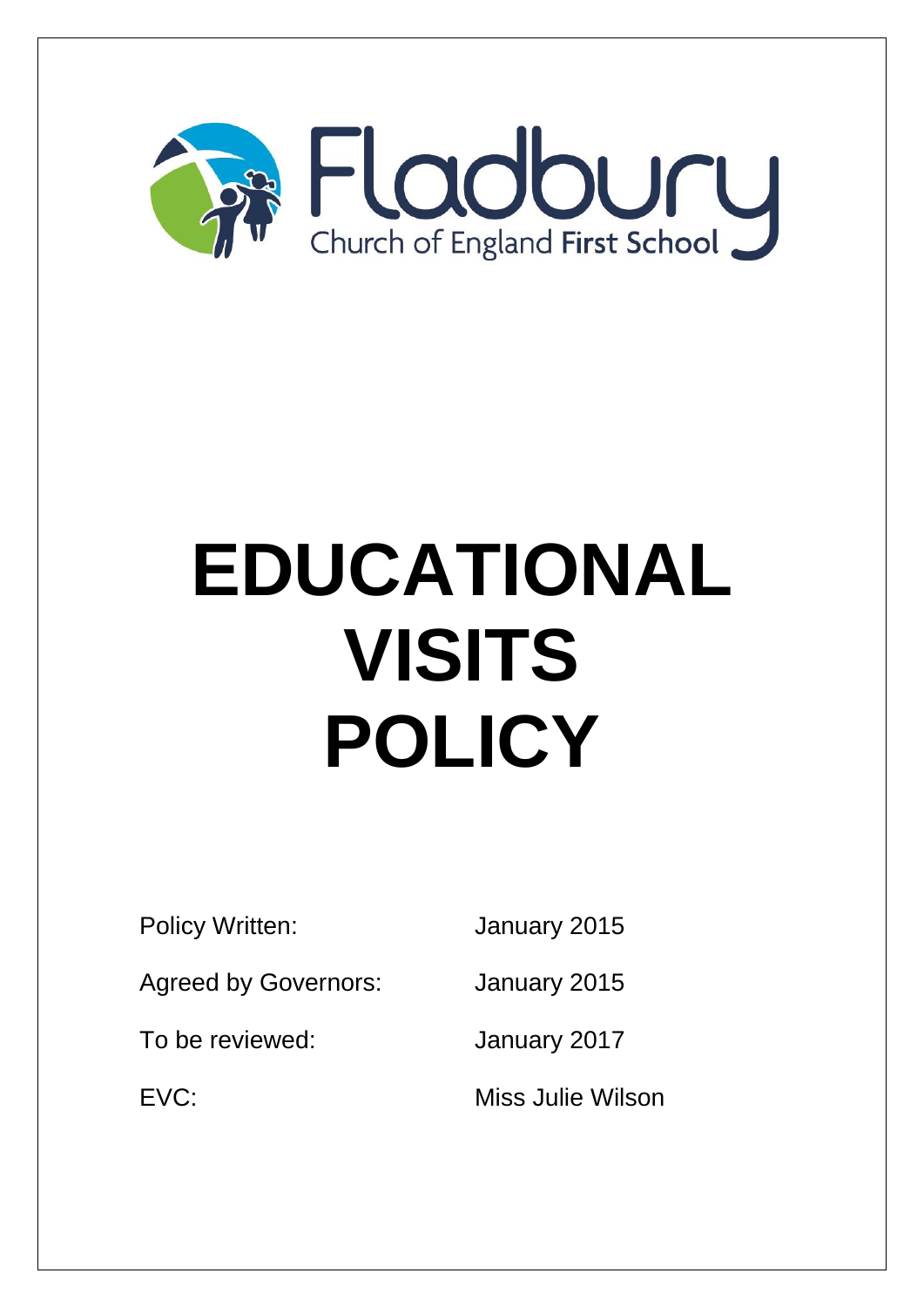Fladbury

Church of England First School

# EDUCATIONAL VISITS POLICY

| | |
|---|---|
| Policy Written: | January 2015 |
| Agreed by Governors: | January 2015 |
| To be reviewed: | January 2017 |
| EVC: | Miss Julie Wilson |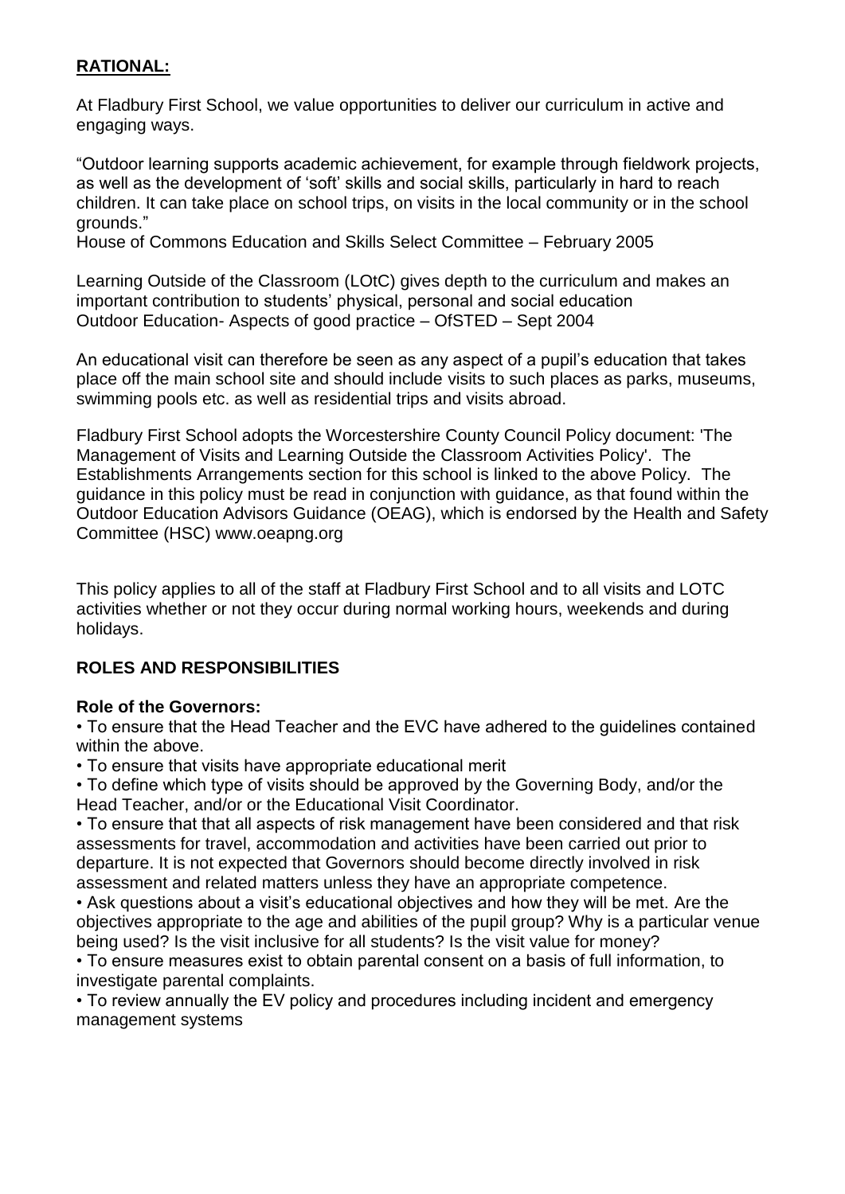## **RATIONAL:**

At Fladbury First School, we value opportunities to deliver our curriculum in active and engaging ways.

"Outdoor learning supports academic achievement, for example through fieldwork projects, as well as the development of 'soft' skills and social skills, particularly in hard to reach children. It can take place on school trips, on visits in the local community or in the school grounds."
House of Commons Education and Skills Select Committee – February 2005

Learning Outside of the Classroom (LOtC) gives depth to the curriculum and makes an important contribution to students' physical, personal and social education
Outdoor Education- Aspects of good practice – OfSTED – Sept 2004

An educational visit can therefore be seen as any aspect of a pupil's education that takes place off the main school site and should include visits to such places as parks, museums, swimming pools etc. as well as residential trips and visits abroad.

Fladbury First School adopts the Worcestershire County Council Policy document: 'The Management of Visits and Learning Outside the Classroom Activities Policy'. The Establishments Arrangements section for this school is linked to the above Policy. The guidance in this policy must be read in conjunction with guidance, as that found within the Outdoor Education Advisors Guidance (OEAG), which is endorsed by the Health and Safety Committee (HSC) www.oeapng.org

This policy applies to all of the staff at Fladbury First School and to all visits and LOTC activities whether or not they occur during normal working hours, weekends and during holidays.

## **ROLES AND RESPONSIBILITIES**

### **Role of the Governors:**

- To ensure that the Head Teacher and the EVC have adhered to the guidelines contained within the above.
- To ensure that visits have appropriate educational merit
- To define which type of visits should be approved by the Governing Body, and/or the Head Teacher, and/or or the Educational Visit Coordinator.
- To ensure that that all aspects of risk management have been considered and that risk assessments for travel, accommodation and activities have been carried out prior to departure. It is not expected that Governors should become directly involved in risk assessment and related matters unless they have an appropriate competence.
- Ask questions about a visit's educational objectives and how they will be met. Are the objectives appropriate to the age and abilities of the pupil group? Why is a particular venue being used? Is the visit inclusive for all students? Is the visit value for money?
- To ensure measures exist to obtain parental consent on a basis of full information, to investigate parental complaints.
- To review annually the EV policy and procedures including incident and emergency management systems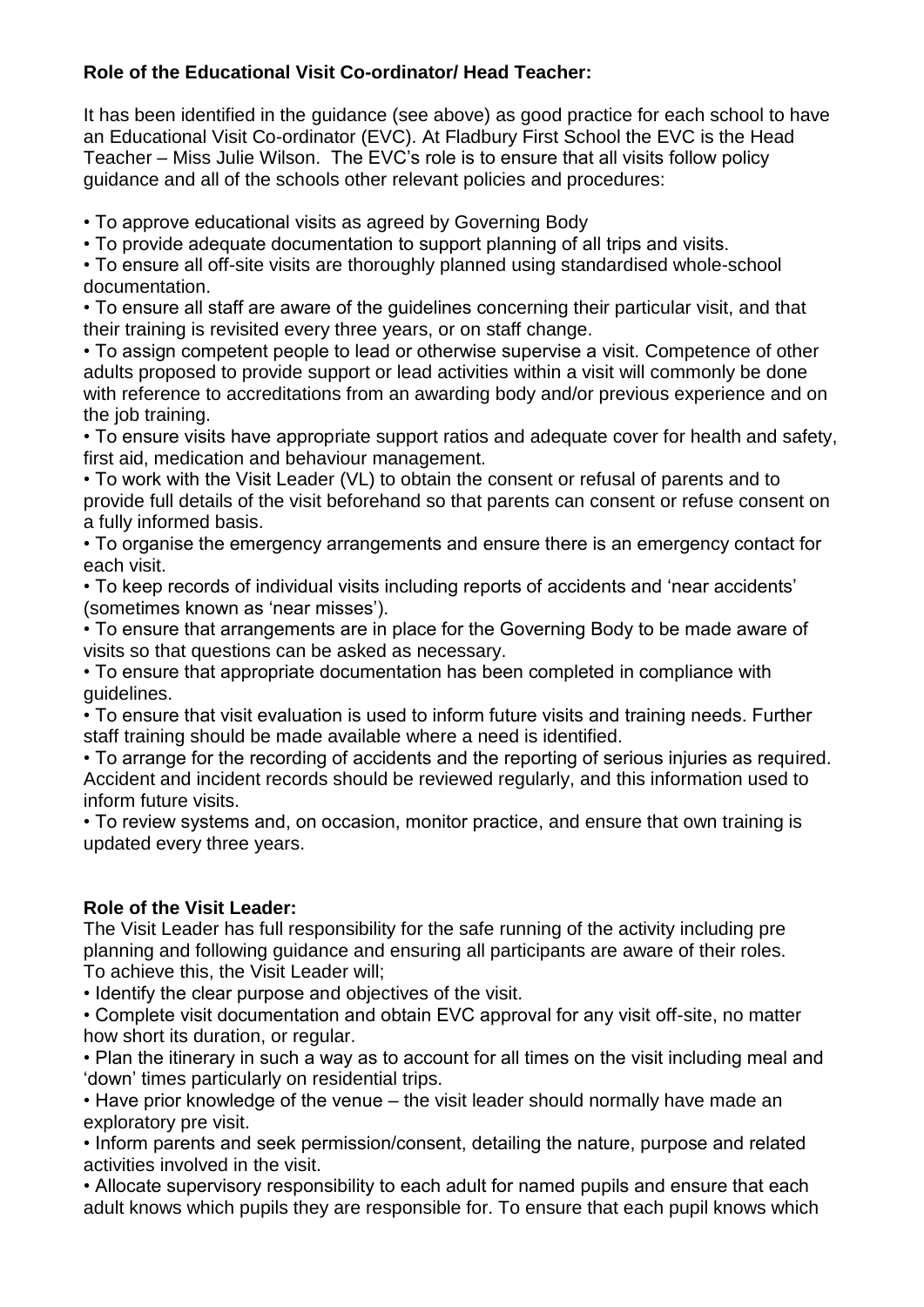**Role of the Educational Visit Co-ordinator/ Head Teacher:**

It has been identified in the guidance (see above) as good practice for each school to have an Educational Visit Co-ordinator (EVC). At Fladbury First School the EVC is the Head Teacher – Miss Julie Wilson. The EVC's role is to ensure that all visits follow policy guidance and all of the schools other relevant policies and procedures:

- To approve educational visits as agreed by Governing Body
- To provide adequate documentation to support planning of all trips and visits.
- To ensure all off-site visits are thoroughly planned using standardised whole-school documentation.
- To ensure all staff are aware of the guidelines concerning their particular visit, and that their training is revisited every three years, or on staff change.
- To assign competent people to lead or otherwise supervise a visit. Competence of other adults proposed to provide support or lead activities within a visit will commonly be done with reference to accreditations from an awarding body and/or previous experience and on the job training.
- To ensure visits have appropriate support ratios and adequate cover for health and safety, first aid, medication and behaviour management.
- To work with the Visit Leader (VL) to obtain the consent or refusal of parents and to provide full details of the visit beforehand so that parents can consent or refuse consent on a fully informed basis.
- To organise the emergency arrangements and ensure there is an emergency contact for each visit.
- To keep records of individual visits including reports of accidents and 'near accidents' (sometimes known as 'near misses').
- To ensure that arrangements are in place for the Governing Body to be made aware of visits so that questions can be asked as necessary.
- To ensure that appropriate documentation has been completed in compliance with guidelines.
- To ensure that visit evaluation is used to inform future visits and training needs. Further staff training should be made available where a need is identified.
- To arrange for the recording of accidents and the reporting of serious injuries as required. Accident and incident records should be reviewed regularly, and this information used to inform future visits.
- To review systems and, on occasion, monitor practice, and ensure that own training is updated every three years.

**Role of the Visit Leader:**

The Visit Leader has full responsibility for the safe running of the activity including pre planning and following guidance and ensuring all participants are aware of their roles. To achieve this, the Visit Leader will;

- Identify the clear purpose and objectives of the visit.
- Complete visit documentation and obtain EVC approval for any visit off-site, no matter how short its duration, or regular.
- Plan the itinerary in such a way as to account for all times on the visit including meal and 'down' times particularly on residential trips.
- Have prior knowledge of the venue – the visit leader should normally have made an exploratory pre visit.
- Inform parents and seek permission/consent, detailing the nature, purpose and related activities involved in the visit.
- Allocate supervisory responsibility to each adult for named pupils and ensure that each adult knows which pupils they are responsible for. To ensure that each pupil knows which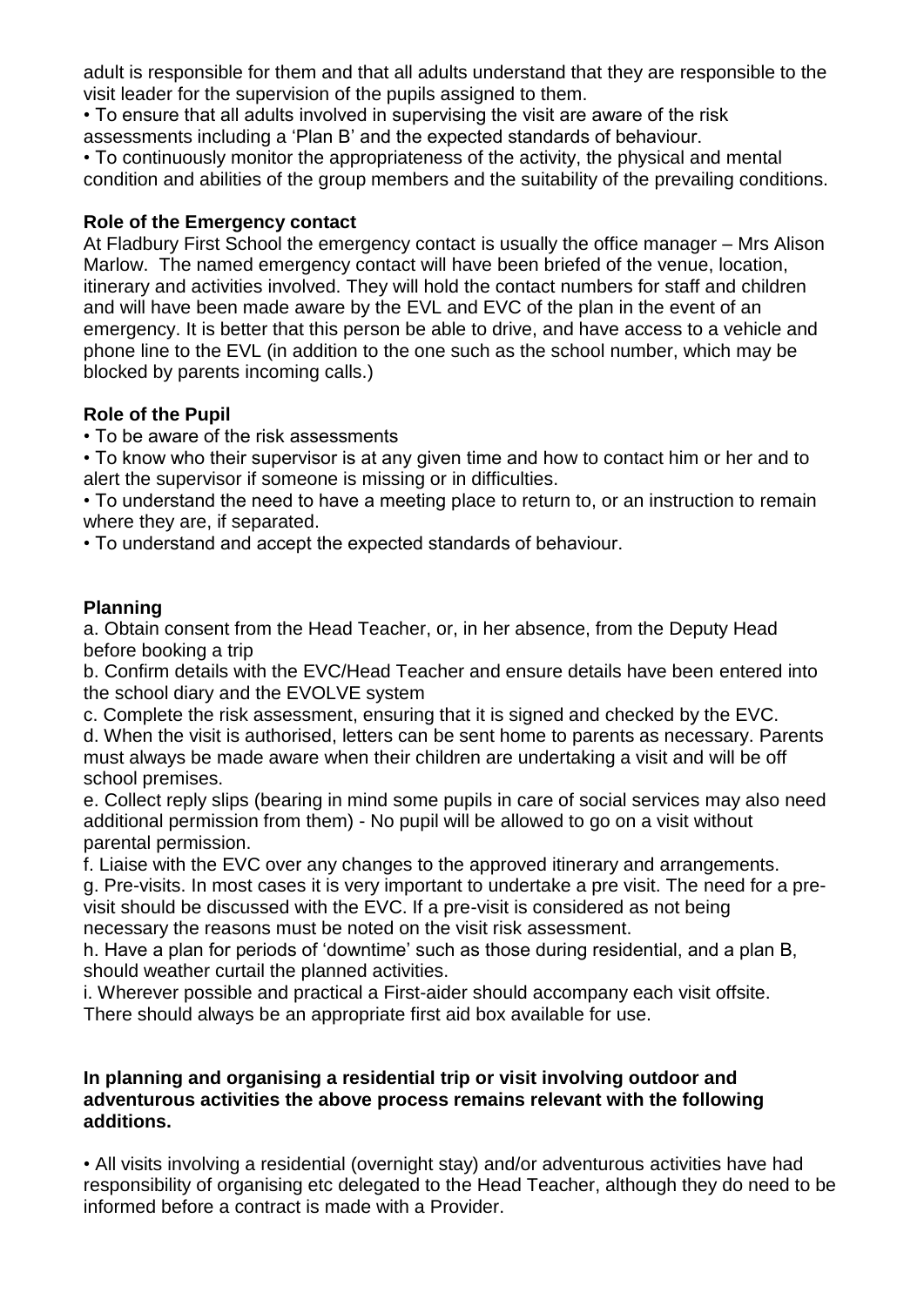adult is responsible for them and that all adults understand that they are responsible to the visit leader for the supervision of the pupils assigned to them.

- To ensure that all adults involved in supervising the visit are aware of the risk assessments including a 'Plan B' and the expected standards of behaviour.
- To continuously monitor the appropriateness of the activity, the physical and mental condition and abilities of the group members and the suitability of the prevailing conditions.

**Role of the Emergency contact**

At Fladbury First School the emergency contact is usually the office manager – Mrs Alison Marlow. The named emergency contact will have been briefed of the venue, location, itinerary and activities involved. They will hold the contact numbers for staff and children and will have been made aware by the EVL and EVC of the plan in the event of an emergency. It is better that this person be able to drive, and have access to a vehicle and phone line to the EVL (in addition to the one such as the school number, which may be blocked by parents incoming calls.)

**Role of the Pupil**

- To be aware of the risk assessments
- To know who their supervisor is at any given time and how to contact him or her and to alert the supervisor if someone is missing or in difficulties.
- To understand the need to have a meeting place to return to, or an instruction to remain where they are, if separated.
- To understand and accept the expected standards of behaviour.

**Planning**

a. Obtain consent from the Head Teacher, or, in her absence, from the Deputy Head before booking a trip

b. Confirm details with the EVC/Head Teacher and ensure details have been entered into the school diary and the EVOLVE system

c. Complete the risk assessment, ensuring that it is signed and checked by the EVC.

d. When the visit is authorised, letters can be sent home to parents as necessary. Parents must always be made aware when their children are undertaking a visit and will be off school premises.

e. Collect reply slips (bearing in mind some pupils in care of social services may also need additional permission from them) - No pupil will be allowed to go on a visit without parental permission.

f. Liaise with the EVC over any changes to the approved itinerary and arrangements.

g. Pre-visits. In most cases it is very important to undertake a pre visit. The need for a pre-visit should be discussed with the EVC. If a pre-visit is considered as not being necessary the reasons must be noted on the visit risk assessment.

h. Have a plan for periods of 'downtime' such as those during residential, and a plan B, should weather curtail the planned activities.

i. Wherever possible and practical a First-aider should accompany each visit offsite. There should always be an appropriate first aid box available for use.

**In planning and organising a residential trip or visit involving outdoor and adventurous activities the above process remains relevant with the following additions.**

- All visits involving a residential (overnight stay) and/or adventurous activities have had responsibility of organising etc delegated to the Head Teacher, although they do need to be informed before a contract is made with a Provider.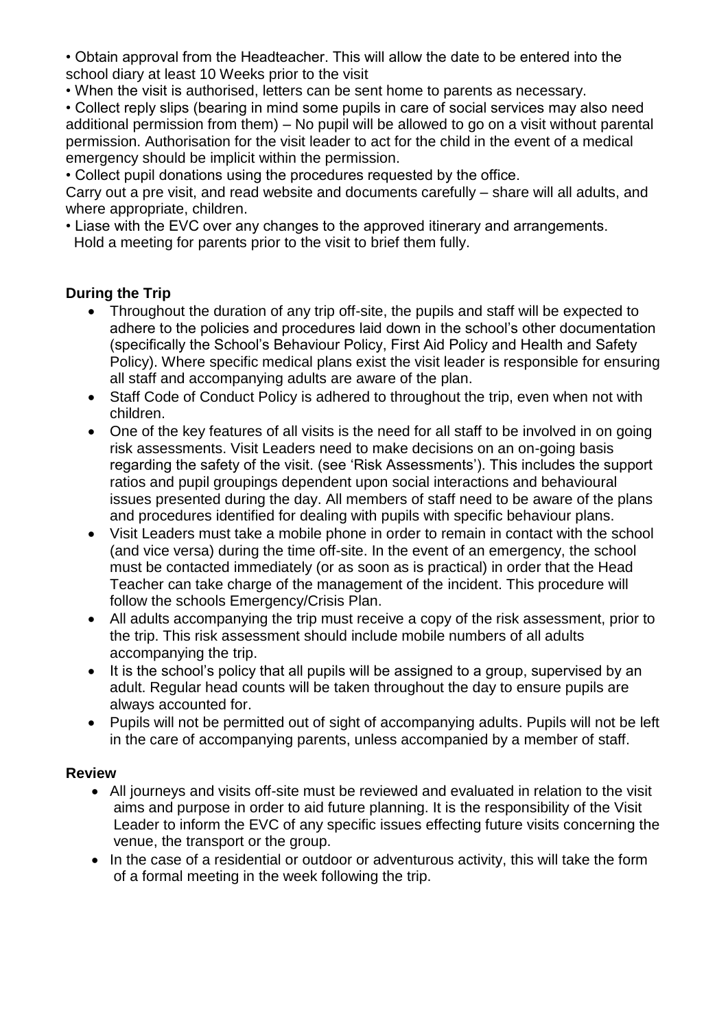• Obtain approval from the Headteacher. This will allow the date to be entered into the school diary at least 10 Weeks prior to the visit

• When the visit is authorised, letters can be sent home to parents as necessary.

• Collect reply slips (bearing in mind some pupils in care of social services may also need additional permission from them) – No pupil will be allowed to go on a visit without parental permission. Authorisation for the visit leader to act for the child in the event of a medical emergency should be implicit within the permission.

• Collect pupil donations using the procedures requested by the office.

Carry out a pre visit, and read website and documents carefully – share will all adults, and where appropriate, children.

• Liase with the EVC over any changes to the approved itinerary and arrangements.
Hold a meeting for parents prior to the visit to brief them fully.

**During the Trip**

- Throughout the duration of any trip off-site, the pupils and staff will be expected to adhere to the policies and procedures laid down in the school's other documentation (specifically the School's Behaviour Policy, First Aid Policy and Health and Safety Policy). Where specific medical plans exist the visit leader is responsible for ensuring all staff and accompanying adults are aware of the plan.
- Staff Code of Conduct Policy is adhered to throughout the trip, even when not with children.
- One of the key features of all visits is the need for all staff to be involved in on going risk assessments. Visit Leaders need to make decisions on an on-going basis regarding the safety of the visit. (see 'Risk Assessments'). This includes the support ratios and pupil groupings dependent upon social interactions and behavioural issues presented during the day. All members of staff need to be aware of the plans and procedures identified for dealing with pupils with specific behaviour plans.
- Visit Leaders must take a mobile phone in order to remain in contact with the school (and vice versa) during the time off-site. In the event of an emergency, the school must be contacted immediately (or as soon as is practical) in order that the Head Teacher can take charge of the management of the incident. This procedure will follow the schools Emergency/Crisis Plan.
- All adults accompanying the trip must receive a copy of the risk assessment, prior to the trip. This risk assessment should include mobile numbers of all adults accompanying the trip.
- It is the school's policy that all pupils will be assigned to a group, supervised by an adult. Regular head counts will be taken throughout the day to ensure pupils are always accounted for.
- Pupils will not be permitted out of sight of accompanying adults. Pupils will not be left in the care of accompanying parents, unless accompanied by a member of staff.

**Review**

- All journeys and visits off-site must be reviewed and evaluated in relation to the visit aims and purpose in order to aid future planning. It is the responsibility of the Visit Leader to inform the EVC of any specific issues effecting future visits concerning the venue, the transport or the group.
- In the case of a residential or outdoor or adventurous activity, this will take the form of a formal meeting in the week following the trip.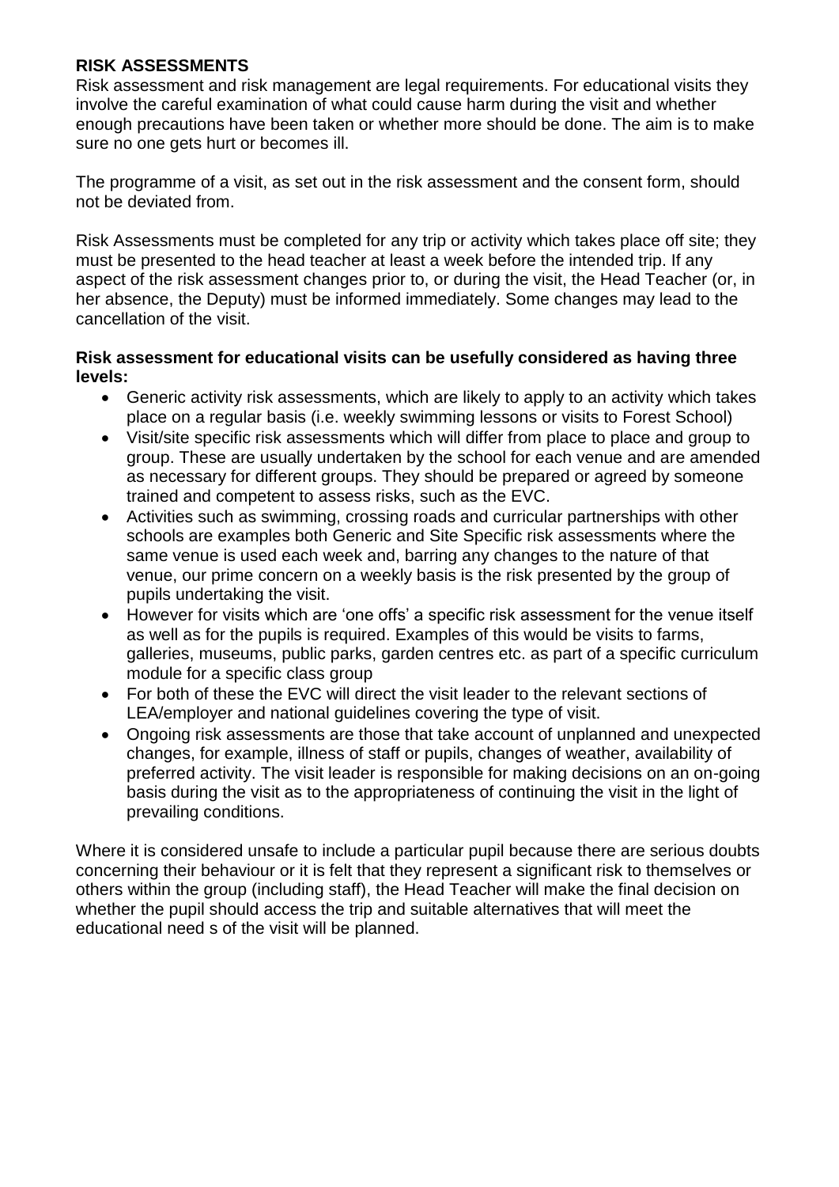## RISK ASSESSMENTS

Risk assessment and risk management are legal requirements. For educational visits they involve the careful examination of what could cause harm during the visit and whether enough precautions have been taken or whether more should be done. The aim is to make sure no one gets hurt or becomes ill.

The programme of a visit, as set out in the risk assessment and the consent form, should not be deviated from.

Risk Assessments must be completed for any trip or activity which takes place off site; they must be presented to the head teacher at least a week before the intended trip. If any aspect of the risk assessment changes prior to, or during the visit, the Head Teacher (or, in her absence, the Deputy) must be informed immediately. Some changes may lead to the cancellation of the visit.

**Risk assessment for educational visits can be usefully considered as having three levels:**

- Generic activity risk assessments, which are likely to apply to an activity which takes place on a regular basis (i.e. weekly swimming lessons or visits to Forest School)
- Visit/site specific risk assessments which will differ from place to place and group to group. These are usually undertaken by the school for each venue and are amended as necessary for different groups. They should be prepared or agreed by someone trained and competent to assess risks, such as the EVC.
- Activities such as swimming, crossing roads and curricular partnerships with other schools are examples both Generic and Site Specific risk assessments where the same venue is used each week and, barring any changes to the nature of that venue, our prime concern on a weekly basis is the risk presented by the group of pupils undertaking the visit.
- However for visits which are 'one offs' a specific risk assessment for the venue itself as well as for the pupils is required. Examples of this would be visits to farms, galleries, museums, public parks, garden centres etc. as part of a specific curriculum module for a specific class group
- For both of these the EVC will direct the visit leader to the relevant sections of LEA/employer and national guidelines covering the type of visit.
- Ongoing risk assessments are those that take account of unplanned and unexpected changes, for example, illness of staff or pupils, changes of weather, availability of preferred activity. The visit leader is responsible for making decisions on an on-going basis during the visit as to the appropriateness of continuing the visit in the light of prevailing conditions.

Where it is considered unsafe to include a particular pupil because there are serious doubts concerning their behaviour or it is felt that they represent a significant risk to themselves or others within the group (including staff), the Head Teacher will make the final decision on whether the pupil should access the trip and suitable alternatives that will meet the educational need s of the visit will be planned.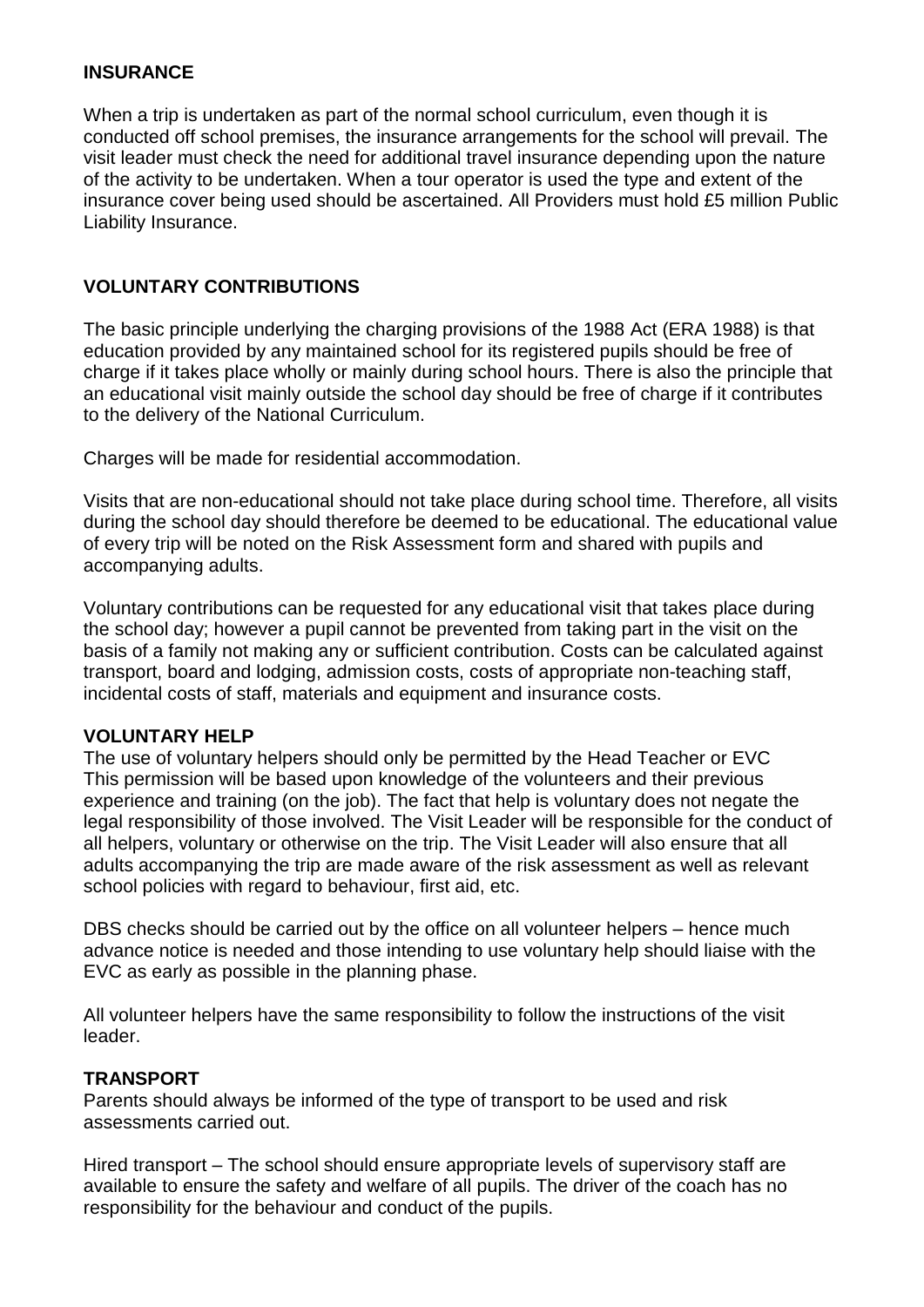## INSURANCE

When a trip is undertaken as part of the normal school curriculum, even though it is conducted off school premises, the insurance arrangements for the school will prevail. The visit leader must check the need for additional travel insurance depending upon the nature of the activity to be undertaken. When a tour operator is used the type and extent of the insurance cover being used should be ascertained. All Providers must hold £5 million Public Liability Insurance.

## VOLUNTARY CONTRIBUTIONS

The basic principle underlying the charging provisions of the 1988 Act (ERA 1988) is that education provided by any maintained school for its registered pupils should be free of charge if it takes place wholly or mainly during school hours. There is also the principle that an educational visit mainly outside the school day should be free of charge if it contributes to the delivery of the National Curriculum.

Charges will be made for residential accommodation.

Visits that are non-educational should not take place during school time. Therefore, all visits during the school day should therefore be deemed to be educational. The educational value of every trip will be noted on the Risk Assessment form and shared with pupils and accompanying adults.

Voluntary contributions can be requested for any educational visit that takes place during the school day; however a pupil cannot be prevented from taking part in the visit on the basis of a family not making any or sufficient contribution. Costs can be calculated against transport, board and lodging, admission costs, costs of appropriate non-teaching staff, incidental costs of staff, materials and equipment and insurance costs.

## VOLUNTARY HELP

The use of voluntary helpers should only be permitted by the Head Teacher or EVC This permission will be based upon knowledge of the volunteers and their previous experience and training (on the job). The fact that help is voluntary does not negate the legal responsibility of those involved. The Visit Leader will be responsible for the conduct of all helpers, voluntary or otherwise on the trip. The Visit Leader will also ensure that all adults accompanying the trip are made aware of the risk assessment as well as relevant school policies with regard to behaviour, first aid, etc.

DBS checks should be carried out by the office on all volunteer helpers – hence much advance notice is needed and those intending to use voluntary help should liaise with the EVC as early as possible in the planning phase.

All volunteer helpers have the same responsibility to follow the instructions of the visit leader.

## TRANSPORT

Parents should always be informed of the type of transport to be used and risk assessments carried out.

Hired transport – The school should ensure appropriate levels of supervisory staff are available to ensure the safety and welfare of all pupils. The driver of the coach has no responsibility for the behaviour and conduct of the pupils.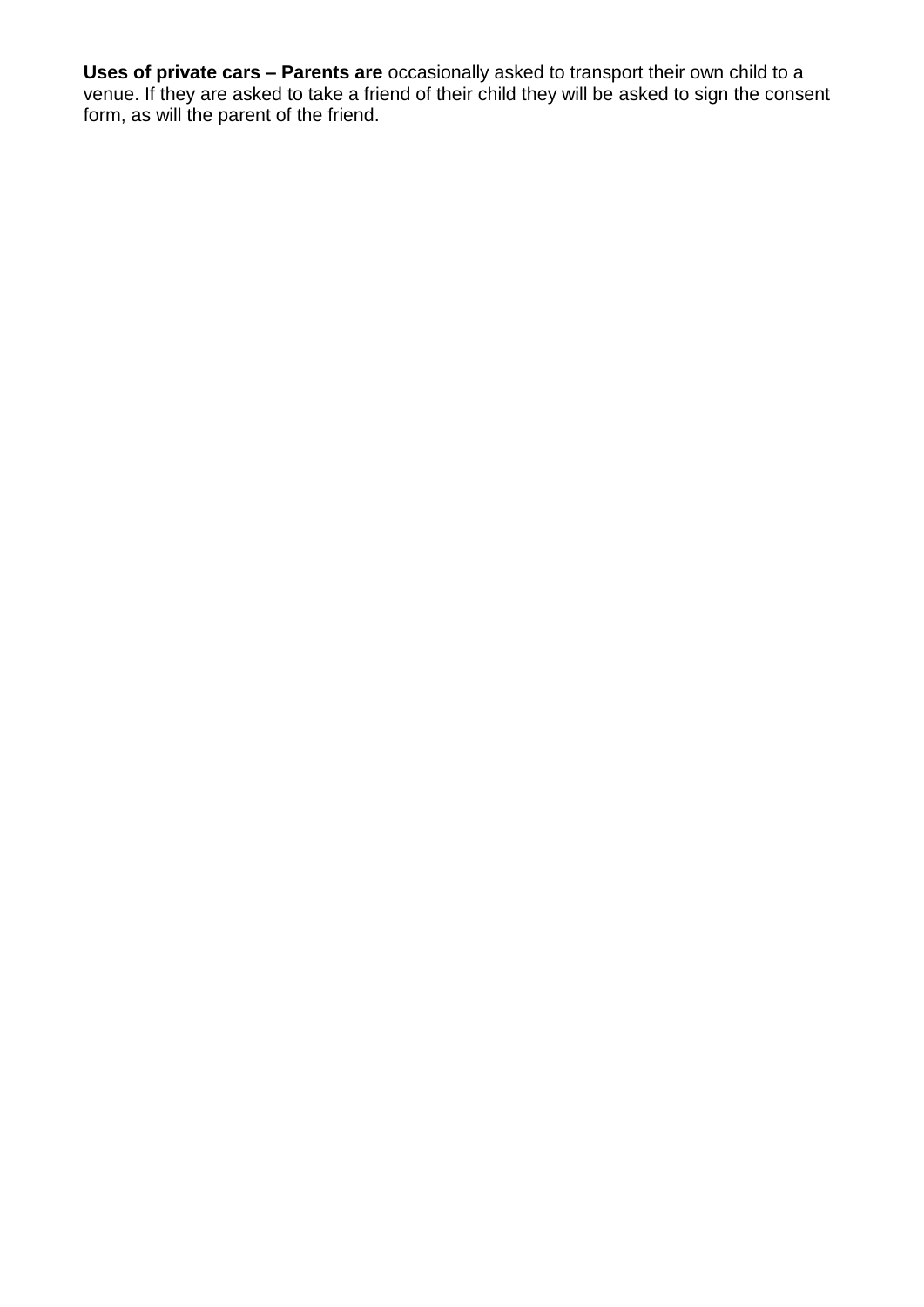**Uses of private cars – Parents are** occasionally asked to transport their own child to a venue. If they are asked to take a friend of their child they will be asked to sign the consent form, as will the parent of the friend.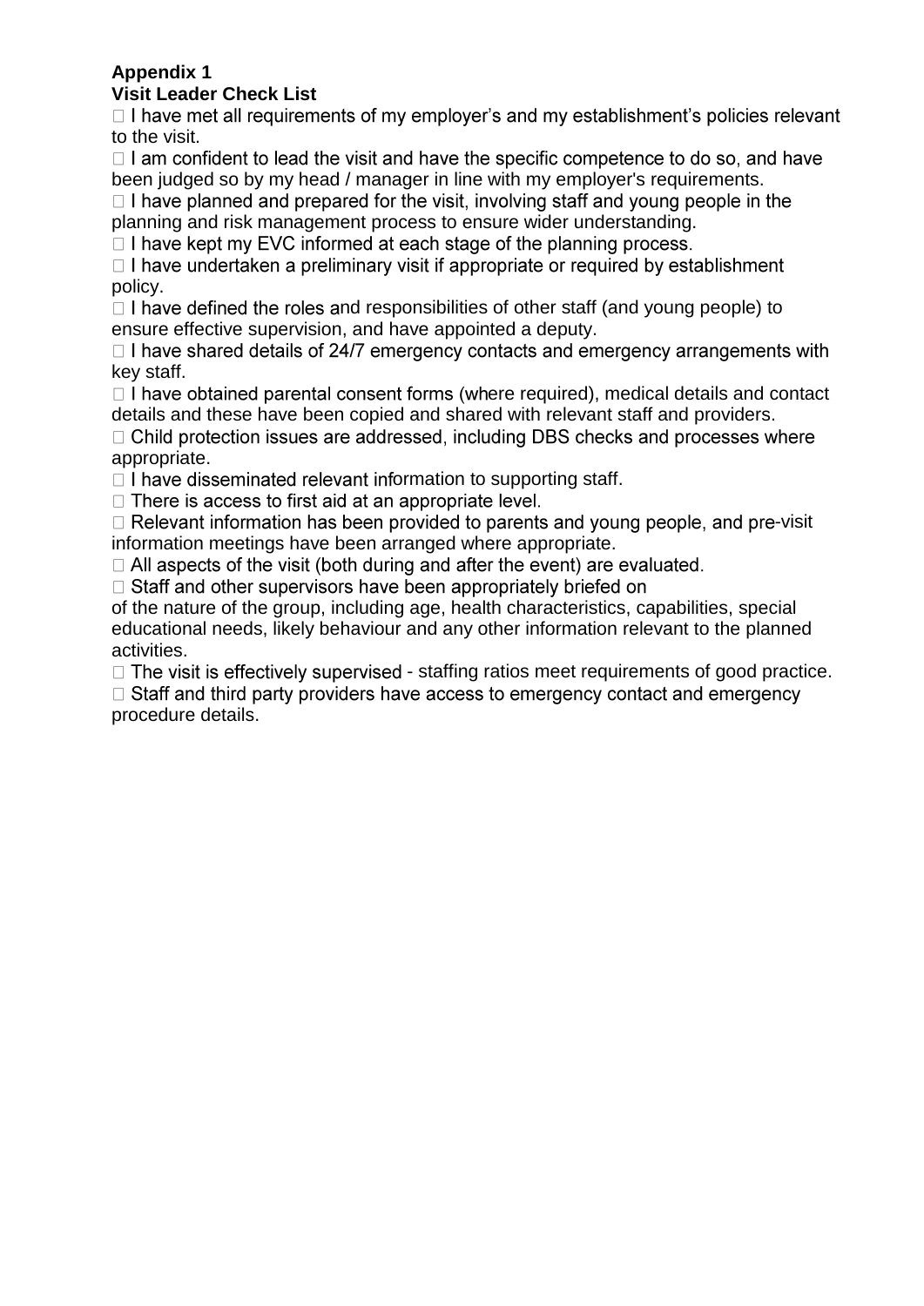**Appendix 1**
**Visit Leader Check List**

- ☐ I have met all requirements of my employer's and my establishment's policies relevant to the visit.
- ☐ I am confident to lead the visit and have the specific competence to do so, and have been judged so by my head / manager in line with my employer's requirements.
- ☐ I have planned and prepared for the visit, involving staff and young people in the planning and risk management process to ensure wider understanding.
- ☐ I have kept my EVC informed at each stage of the planning process.
- ☐ I have undertaken a preliminary visit if appropriate or required by establishment policy.
- ☐ I have defined the roles and responsibilities of other staff (and young people) to ensure effective supervision, and have appointed a deputy.
- ☐ I have shared details of 24/7 emergency contacts and emergency arrangements with key staff.
- ☐ I have obtained parental consent forms (where required), medical details and contact details and these have been copied and shared with relevant staff and providers.
- ☐ Child protection issues are addressed, including DBS checks and processes where appropriate.
- ☐ I have disseminated relevant information to supporting staff.
- ☐ There is access to first aid at an appropriate level.
- ☐ Relevant information has been provided to parents and young people, and pre-visit information meetings have been arranged where appropriate.
- ☐ All aspects of the visit (both during and after the event) are evaluated.
- ☐ Staff and other supervisors have been appropriately briefed on of the nature of the group, including age, health characteristics, capabilities, special educational needs, likely behaviour and any other information relevant to the planned activities.
- ☐ The visit is effectively supervised - staffing ratios meet requirements of good practice.
- ☐ Staff and third party providers have access to emergency contact and emergency procedure details.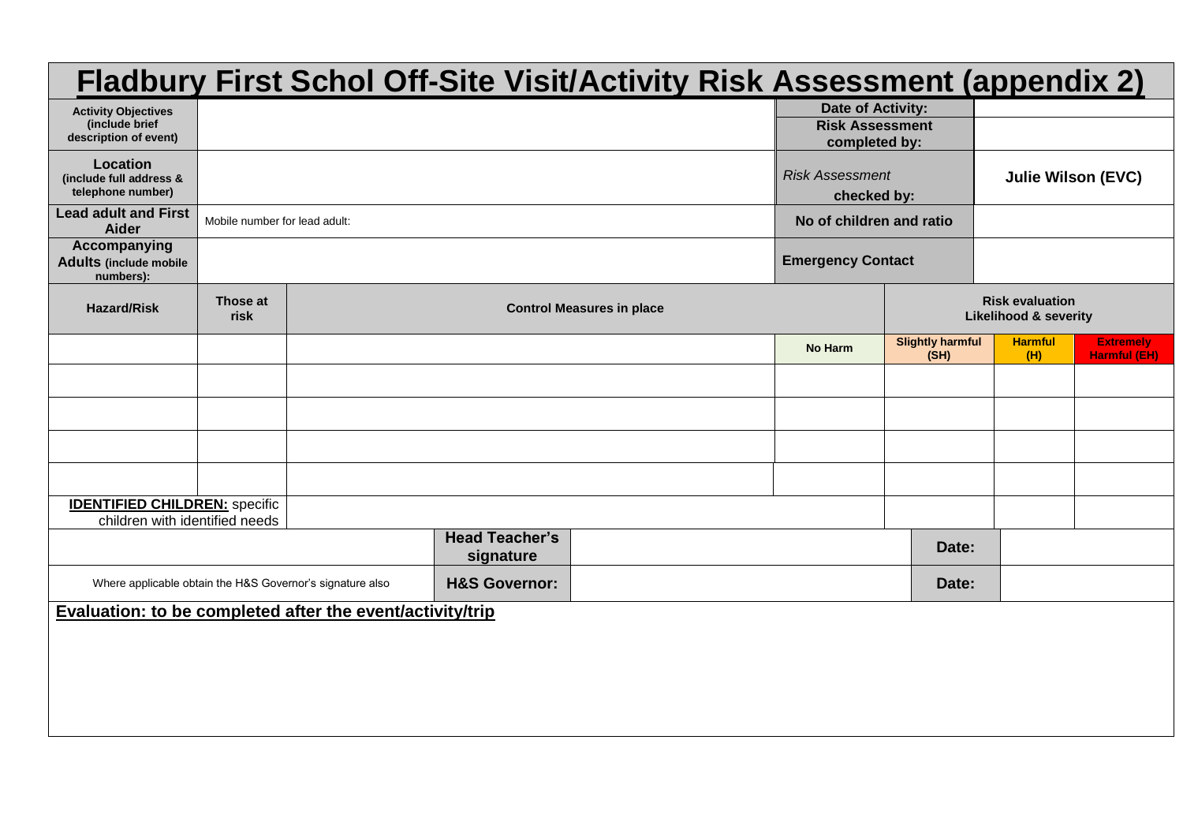# Fladbury First Schol Off-Site Visit/Activity Risk Assessment (appendix 2)

| | | | |
|---|---|---|---|
| **Activity Objectives** (include brief description of event) | | **Date of Activity:** | |
| | | **Risk Assessment completed by:** | |
| **Location** (include full address & telephone number) | | *Risk Assessment* **checked by:** | **Julie Wilson (EVC)** |
| **Lead adult and First Aider** | Mobile number for lead adult: | **No of children and ratio** | |
| **Accompanying Adults** (include mobile numbers): | | **Emergency Contact** | |

| **Hazard/Risk** | **Those at risk** | **Control Measures in place** | **Risk evaluation Likelihood & severity** | | | |
|---|---|---|---|---|---|---|
| | | | **No Harm** | **Slightly harmful (SH)** | **Harmful (H)** | **Extremely Harmful (EH)** |
| | | | | | | |
| | | | | | | |
| | | | | | | |
| | | | | | | |
| **IDENTIFIED CHILDREN:** specific children with identified needs | | | | | | |

| | | | | |
|---|---|---|---|---|
| | **Head Teacher's signature** | | **Date:** | |
| Where applicable obtain the H&S Governor's signature also | **H&S Governor:** | | **Date:** | |

**Evaluation: to be completed after the event/activity/trip**